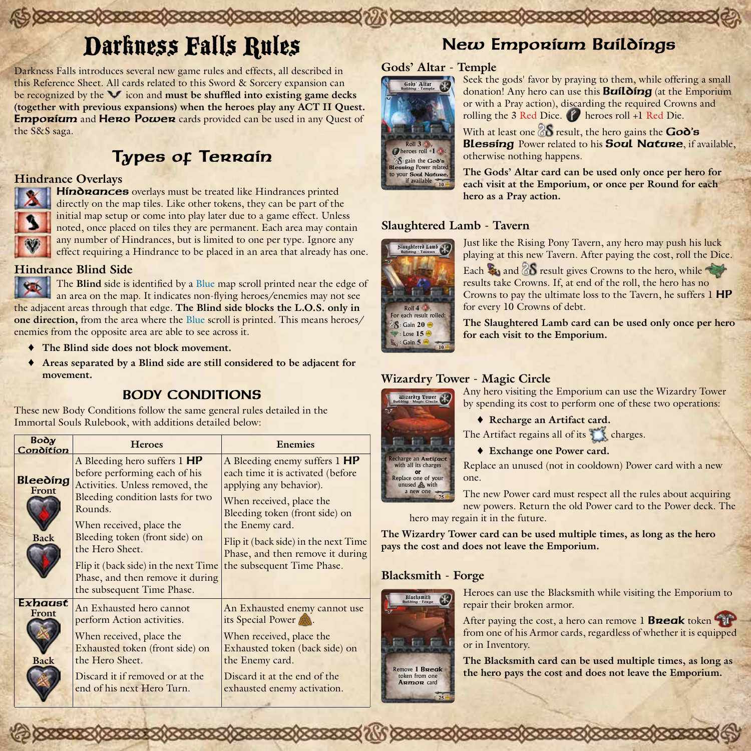# Darkness Falls Rules

Darkness Falls introduces several new game rules and effects, all described in this Reference Sheet. All cards related to this Sword & Sorcery expansion can be recognized by the icon and **must be shuffled into existing game decks (together with previous expansions) when the heroes play any ACT II Quest.** **Emporium** and **Hero Power** cards provided can be used in any Quest of the S&S saga.

## Types of Terrain

### Hindrance Overlays

**Hindrances** overlays must be treated like Hindrances printed directly on the map tiles. Like other tokens, they can be part of the initial map setup or come into play later due to a game effect. Unless noted, once placed on tiles they are permanent. Each area may contain any number of Hindrances, but is limited to one per type. Ignore any effect requiring a Hindrance to be placed in an area that already has one.

### Hindrance Blind Side

The **Blind** side is identified by a Blue map scroll printed near the edge of an area on the map. It indicates non-flying heroes/enemies may not see the adjacent areas through that edge. **The Blind side blocks the L.O.S. only in one direction,** from the area where the Blue scroll is printed. This means heroes/enemies from the opposite area are able to see across it.

- **The Blind side does not block movement.**
- **Areas separated by a Blind side are still considered to be adjacent for movement.**

## BODY CONDITIONS

These new Body Conditions follow the same general rules detailed in the Immortal Souls Rulebook, with additions detailed below:

| Body Condition | Heroes | Enemies |
|---|---|---|
| **Bleeding** Front / Back | A Bleeding hero suffers 1 **HP** before performing each of his Activities. Unless removed, the Bleeding condition lasts for two Rounds.<br><br>When received, place the Bleeding token (front side) on the Hero Sheet.<br><br>Flip it (back side) in the next Time Phase, and then remove it during the subsequent Time Phase. | A Bleeding enemy suffers 1 **HP** each time it is activated (before applying any behavior).<br><br>When received, place the Bleeding token (front side) on the Enemy card.<br><br>Flip it (back side) in the next Time Phase, and then remove it during the subsequent Time Phase. |
| **Exhaust** Front / Back | An Exhausted hero cannot perform Action activities.<br><br>When received, place the Exhausted token (front side) on the Hero Sheet.<br><br>Discard it if removed or at the end of his next Hero Turn. | An Exhausted enemy cannot use its Special Power.<br><br>When received, place the Exhausted token (back side) on the Enemy card.<br><br>Discard it at the end of the exhausted enemy activation. |

## New Emporium Buildings

### Gods' Altar - Temple

Gods' Altar — Building · Temple — Roll 3 . heroes roll +1 : gain the **God's Blessing** Power related to your **Soul Nature**, if available — 10

Seek the gods' favor by praying to them, while offering a small donation! Any hero can use this **Building** (at the Emporium or with a Pray action), discarding the required Crowns and rolling the 3 Red Dice. heroes roll +1 Red Die.

With at least one result, the hero gains the **God's Blessing** Power related to his **Soul Nature**, if available, otherwise nothing happens.

**The Gods' Altar card can be used only once per hero for each visit at the Emporium, or once per Round for each hero as a Pray action.**

### Slaughtered Lamb - Tavern

Slaughtered Lamb — Building · Tavern — Roll 4 . For each result rolled: : Gain 20 ; : Lose 15 ; : Gain 5 — 10

Just like the Rising Pony Tavern, any hero may push his luck playing at this new Tavern. After paying the cost, roll the Dice. Each and result gives Crowns to the hero, while results take Crowns. If, at end of the roll, the hero has no Crowns to pay the ultimate loss to the Tavern, he suffers 1 **HP** for every 10 Crowns of debt.

**The Slaughtered Lamb card can be used only once per hero for each visit to the Emporium.**

### Wizardry Tower - Magic Circle

Wizardry Tower — Building · Magic Circle — Recharge an **Artifact** with all its charges **or** Replace one of your unused with a new one — 75

Any hero visiting the Emporium can use the Wizardry Tower by spending its cost to perform one of these two operations:

- **Recharge an Artifact card.**

The Artifact regains all of its charges.

- **Exchange one Power card.**

Replace an unused (not in cooldown) Power card with a new one.

The new Power card must respect all the rules about acquiring new powers. Return the old Power card to the Power deck. The hero may regain it in the future.

**The Wizardry Tower card can be used multiple times, as long as the hero pays the cost and does not leave the Emporium.**

### Blacksmith - Forge

Blacksmith — Building · Forge — Remove 1 **Break** token from one **Armor** card — 25

Heroes can use the Blacksmith while visiting the Emporium to repair their broken armor.

After paying the cost, a hero can remove 1 **Break** token from one of his Armor cards, regardless of whether it is equipped or in Inventory.

**The Blacksmith card can be used multiple times, as long as the hero pays the cost and does not leave the Emporium.**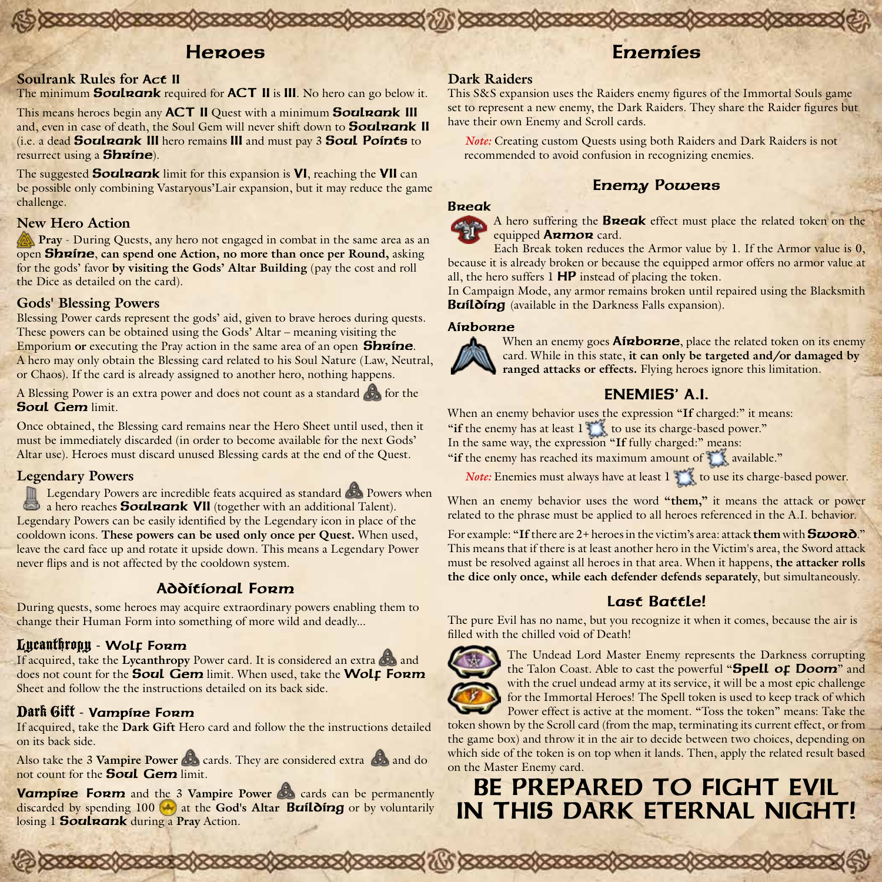# Heroes

## Soulrank Rules for Act II

The minimum **Soulrank** required for **ACT II** is **III**. No hero can go below it.

This means heroes begin any **ACT II** Quest with a minimum **Soulrank III** and, even in case of death, the Soul Gem will never shift down to **Soulrank II** (i.e. a dead **Soulrank III** hero remains **III** and must pay 3 **Soul Points** to resurrect using a **Shrine**).

The suggested **Soulrank** limit for this expansion is **VI**, reaching the **VII** can be possible only combining Vastaryous'Lair expansion, but it may reduce the game challenge.

## New Hero Action

**Pray** - During Quests, any hero not engaged in combat in the same area as an open **Shrine, can spend one Action, no more than once per Round,** asking for the gods' favor **by visiting the Gods' Altar Building** (pay the cost and roll the Dice as detailed on the card).

## Gods' Blessing Powers

Blessing Power cards represent the gods' aid, given to brave heroes during quests. These powers can be obtained using the Gods' Altar – meaning visiting the Emporium **or** executing the Pray action in the same area of an open **Shrine**. A hero may only obtain the Blessing card related to his Soul Nature (Law, Neutral, or Chaos). If the card is already assigned to another hero, nothing happens.

A Blessing Power is an extra power and does not count as a standard for the **Soul Gem** limit.

Once obtained, the Blessing card remains near the Hero Sheet until used, then it must be immediately discarded (in order to become available for the next Gods' Altar use). Heroes must discard unused Blessing cards at the end of the Quest.

## Legendary Powers

Legendary Powers are incredible feats acquired as standard Powers when a hero reaches **Soulrank VII** (together with an additional Talent). Legendary Powers can be easily identified by the Legendary icon in place of the cooldown icons. **These powers can be used only once per Quest.** When used, leave the card face up and rotate it upside down. This means a Legendary Power never flips and is not affected by the cooldown system.

## Additional Form

During quests, some heroes may acquire extraordinary powers enabling them to change their Human Form into something of more wild and deadly...

### Lycanthropy - Wolf Form

If acquired, take the **Lycanthropy** Power card. It is considered an extra and does not count for the **Soul Gem** limit. When used, take the **Wolf Form** Sheet and follow the the instructions detailed on its back side.

### Dark Gift - Vampire Form

If acquired, take the **Dark Gift** Hero card and follow the the instructions detailed on its back side.

Also take the 3 **Vampire Power** cards. They are considered extra and do not count for the **Soul Gem** limit.

**Vampire Form** and the 3 **Vampire Power** cards can be permanently discarded by spending 100 at the **God's Altar Building** or by voluntarily losing 1 **Soulrank** during a **Pray** Action.

# Enemies

## Dark Raiders

This S&S expansion uses the Raiders enemy figures of the Immortal Souls game set to represent a new enemy, the Dark Raiders. They share the Raider figures but have their own Enemy and Scroll cards.

*Note:* Creating custom Quests using both Raiders and Dark Raiders is not recommended to avoid confusion in recognizing enemies.

## Enemy Powers

### Break

A hero suffering the **Break** effect must place the related token on the equipped **Armor** card.

Each Break token reduces the Armor value by 1. If the Armor value is 0, because it is already broken or because the equipped armor offers no armor value at all, the hero suffers 1 **HP** instead of placing the token.

In Campaign Mode, any armor remains broken until repaired using the Blacksmith **Building** (available in the Darkness Falls expansion).

### Airborne

When an enemy goes **Airborne**, place the related token on its enemy card. While in this state, **it can only be targeted and/or damaged by ranged attacks or effects.** Flying heroes ignore this limitation.

## ENEMIES' A.I.

When an enemy behavior uses the expression "**If** charged:" it means:
"**if** the enemy has at least 1 to use its charge-based power."
In the same way, the expression "**If** fully charged:" means:
"**if** the enemy has reached its maximum amount of available."

*Note:* Enemies must always have at least 1 to use its charge-based power.

When an enemy behavior uses the word **"them,"** it means the attack or power related to the phrase must be applied to all heroes referenced in the A.I. behavior.

For example: "**If** there are 2+ heroes in the victim's area: attack **them** with **Sword**." This means that if there is at least another hero in the Victim's area, the Sword attack must be resolved against all heroes in that area. When it happens, **the attacker rolls the dice only once, while each defender defends separately**, but simultaneously.

## Last Battle!

The pure Evil has no name, but you recognize it when it comes, because the air is filled with the chilled void of Death!

The Undead Lord Master Enemy represents the Darkness corrupting the Talon Coast. Able to cast the powerful "**Spell of Doom**" and with the cruel undead army at its service, it will be a most epic challenge for the Immortal Heroes! The Spell token is used to keep track of which Power effect is active at the moment. "Toss the token" means: Take the token shown by the Scroll card (from the map, terminating its current effect, or from the game box) and throw it in the air to decide between two choices, depending on which side of the token is on top when it lands. Then, apply the related result based on the Master Enemy card.

**BE PREPARED TO FIGHT EVIL IN THIS DARK ETERNAL NIGHT!**